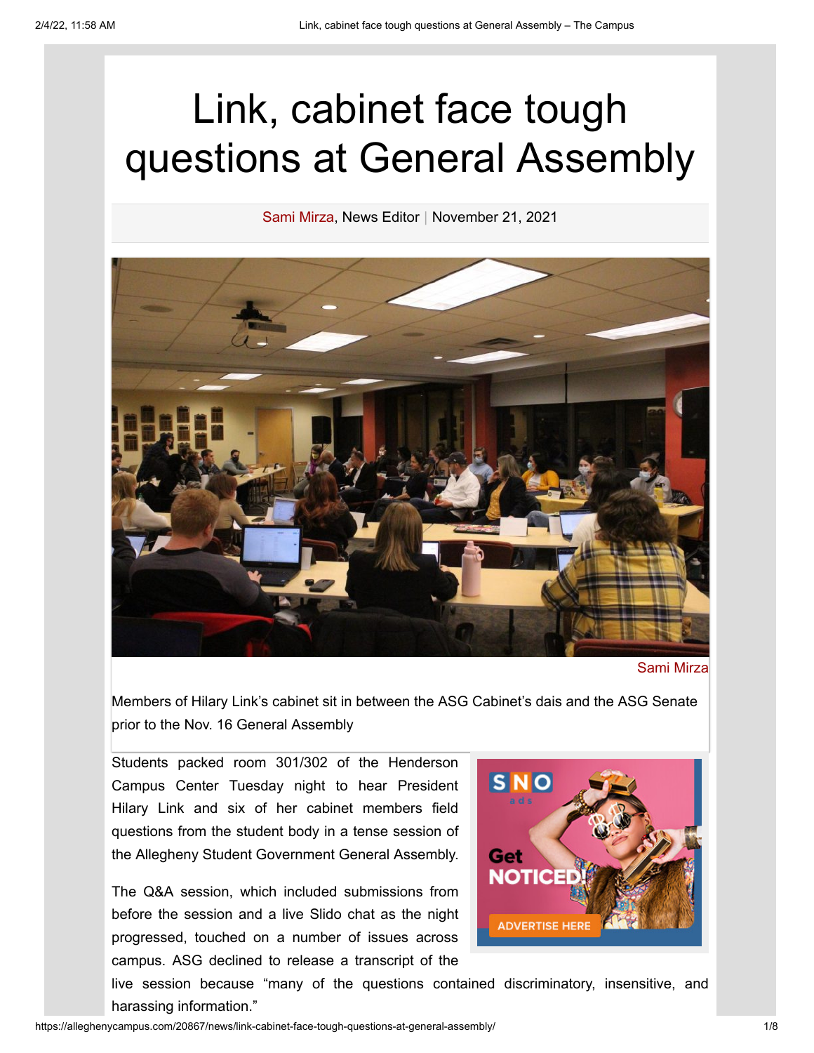# Link, cabinet face tough questions at General Assembly

Sami Mirza, News Editor | November 21, 2021

Sami Mirza

Members of Hilary Link's cabinet sit in between the ASG Cabinet's dais and the ASG Senate prior to the Nov. 16 General Assembly

Students packed room 301/302 of the Henderson Campus Center Tuesday night to hear President Hilary Link and six of her cabinet members field questions from the student body in a tense session of the Allegheny Student Government General Assembly.

The Q&A session, which included submissions from before the session and a live Slido chat as the night progressed, touched on a number of issues across campus. ASG declined to release a transcript of the live session because "many of the questions contained discriminatory, insensitive, and harassing information."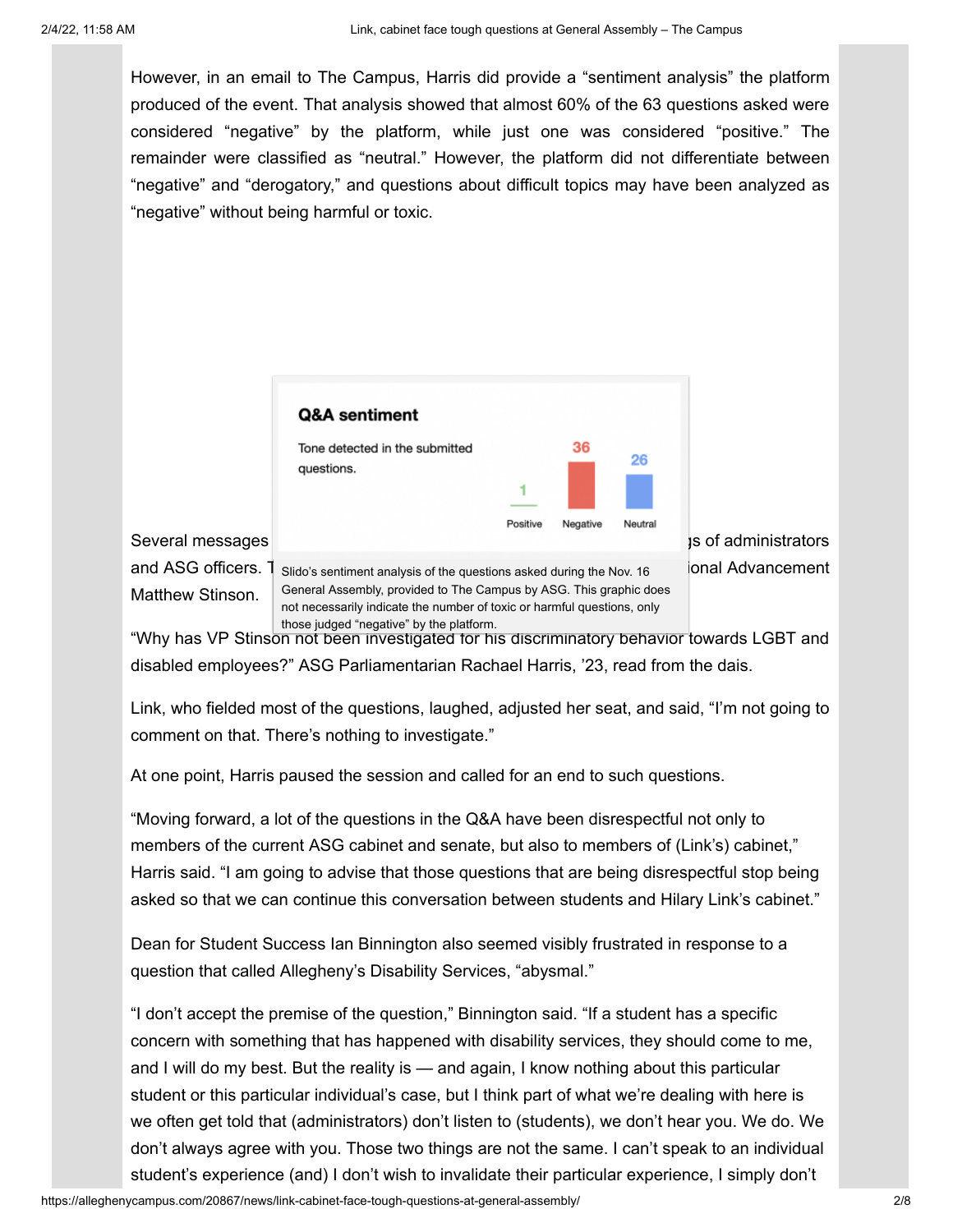However, in an email to The Campus, Harris did provide a "sentiment analysis" the platform produced of the event. That analysis showed that almost 60% of the 63 questions asked were considered "negative" by the platform, while just one was considered "positive." The remainder were classified as "neutral." However, the platform did not differentiate between "negative" and "derogatory," and questions about difficult topics may have been analyzed as "negative" without being harmful or toxic.

**Q&A sentiment**

Tone detected in the submitted questions.

| Positive | Negative | Neutral |
|---|---|---|
| 1 | 36 | 26 |

Slido's sentiment analysis of the questions asked during the Nov. 16 General Assembly, provided to The Campus by ASG. This graphic does not necessarily indicate the number of toxic or harmful questions, only those judged "negative" by the platform.

Several messages ... gs of administrators and ASG officers. T ... ional Advancement Matthew Stinson.

"Why has VP Stinson not been investigated for his discriminatory behavior towards LGBT and disabled employees?" ASG Parliamentarian Rachael Harris, '23, read from the dais.

Link, who fielded most of the questions, laughed, adjusted her seat, and said, "I'm not going to comment on that. There's nothing to investigate."

At one point, Harris paused the session and called for an end to such questions.

"Moving forward, a lot of the questions in the Q&A have been disrespectful not only to members of the current ASG cabinet and senate, but also to members of (Link's) cabinet," Harris said. "I am going to advise that those questions that are being disrespectful stop being asked so that we can continue this conversation between students and Hilary Link's cabinet."

Dean for Student Success Ian Binnington also seemed visibly frustrated in response to a question that called Allegheny's Disability Services, "abysmal."

"I don't accept the premise of the question," Binnington said. "If a student has a specific concern with something that has happened with disability services, they should come to me, and I will do my best. But the reality is — and again, I know nothing about this particular student or this particular individual's case, but I think part of what we're dealing with here is we often get told that (administrators) don't listen to (students), we don't hear you. We do. We don't always agree with you. Those two things are not the same. I can't speak to an individual student's experience (and) I don't wish to invalidate their particular experience, I simply don't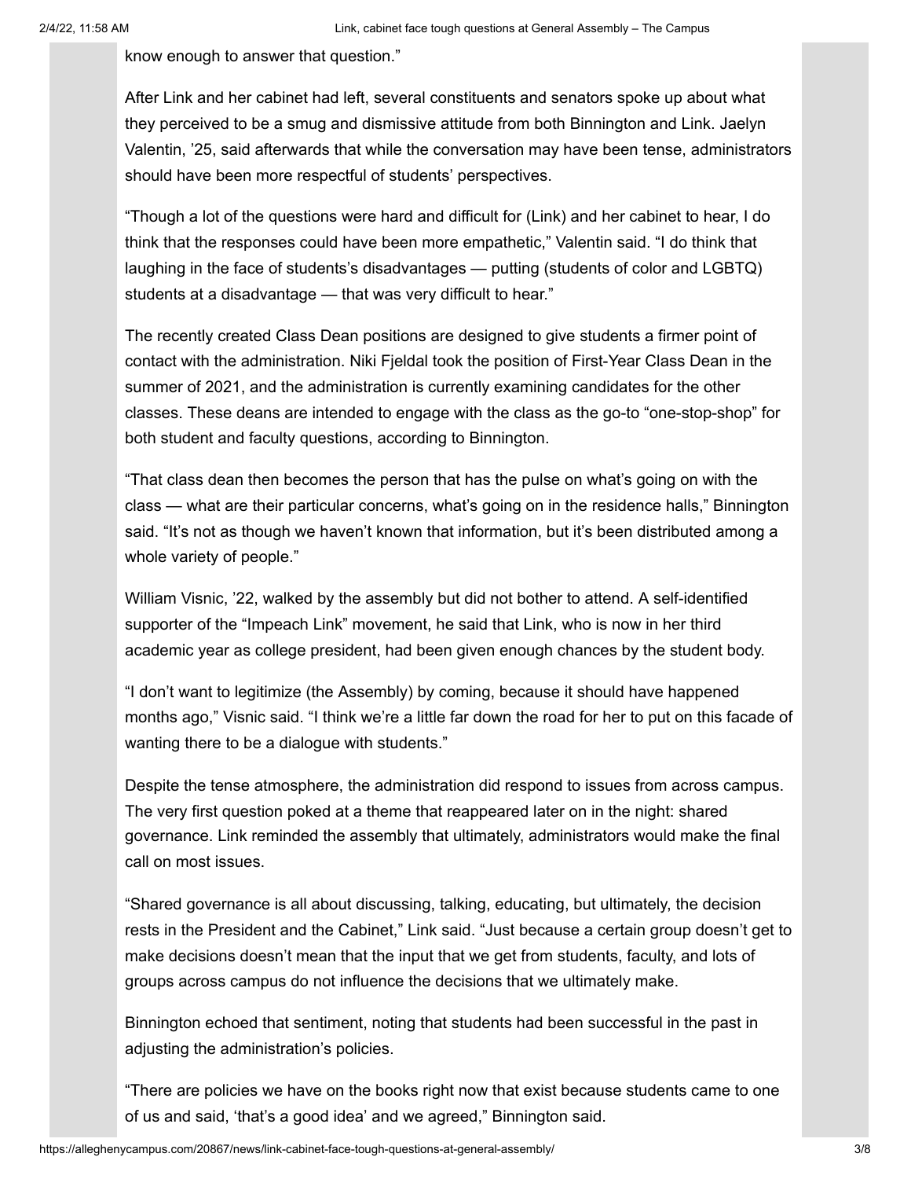know enough to answer that question."

After Link and her cabinet had left, several constituents and senators spoke up about what they perceived to be a smug and dismissive attitude from both Binnington and Link. Jaelyn Valentin, '25, said afterwards that while the conversation may have been tense, administrators should have been more respectful of students' perspectives.

"Though a lot of the questions were hard and difficult for (Link) and her cabinet to hear, I do think that the responses could have been more empathetic," Valentin said. "I do think that laughing in the face of students's disadvantages — putting (students of color and LGBTQ) students at a disadvantage — that was very difficult to hear."

The recently created Class Dean positions are designed to give students a firmer point of contact with the administration. Niki Fjeldal took the position of First-Year Class Dean in the summer of 2021, and the administration is currently examining candidates for the other classes. These deans are intended to engage with the class as the go-to "one-stop-shop" for both student and faculty questions, according to Binnington.

"That class dean then becomes the person that has the pulse on what's going on with the class — what are their particular concerns, what's going on in the residence halls," Binnington said. "It's not as though we haven't known that information, but it's been distributed among a whole variety of people."

William Visnic, '22, walked by the assembly but did not bother to attend. A self-identified supporter of the "Impeach Link" movement, he said that Link, who is now in her third academic year as college president, had been given enough chances by the student body.

"I don't want to legitimize (the Assembly) by coming, because it should have happened months ago," Visnic said. "I think we're a little far down the road for her to put on this facade of wanting there to be a dialogue with students."

Despite the tense atmosphere, the administration did respond to issues from across campus. The very first question poked at a theme that reappeared later on in the night: shared governance. Link reminded the assembly that ultimately, administrators would make the final call on most issues.

"Shared governance is all about discussing, talking, educating, but ultimately, the decision rests in the President and the Cabinet," Link said. "Just because a certain group doesn't get to make decisions doesn't mean that the input that we get from students, faculty, and lots of groups across campus do not influence the decisions that we ultimately make.

Binnington echoed that sentiment, noting that students had been successful in the past in adjusting the administration's policies.

"There are policies we have on the books right now that exist because students came to one of us and said, 'that's a good idea' and we agreed," Binnington said.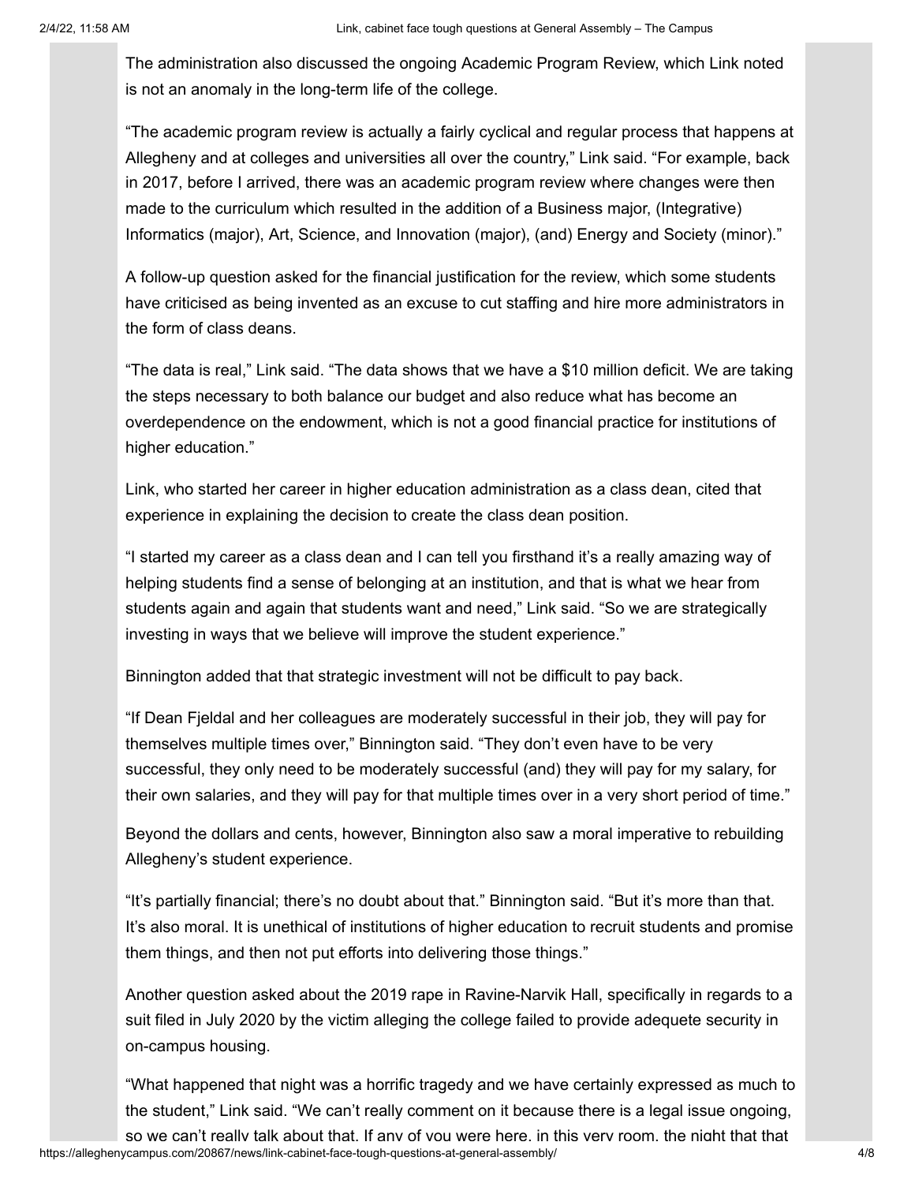The administration also discussed the ongoing Academic Program Review, which Link noted is not an anomaly in the long-term life of the college.

"The academic program review is actually a fairly cyclical and regular process that happens at Allegheny and at colleges and universities all over the country," Link said. "For example, back in 2017, before I arrived, there was an academic program review where changes were then made to the curriculum which resulted in the addition of a Business major, (Integrative) Informatics (major), Art, Science, and Innovation (major), (and) Energy and Society (minor)."

A follow-up question asked for the financial justification for the review, which some students have criticised as being invented as an excuse to cut staffing and hire more administrators in the form of class deans.

"The data is real," Link said. "The data shows that we have a $10 million deficit. We are taking the steps necessary to both balance our budget and also reduce what has become an overdependence on the endowment, which is not a good financial practice for institutions of higher education."

Link, who started her career in higher education administration as a class dean, cited that experience in explaining the decision to create the class dean position.

"I started my career as a class dean and I can tell you firsthand it's a really amazing way of helping students find a sense of belonging at an institution, and that is what we hear from students again and again that students want and need," Link said. "So we are strategically investing in ways that we believe will improve the student experience."

Binnington added that that strategic investment will not be difficult to pay back.

"If Dean Fjeldal and her colleagues are moderately successful in their job, they will pay for themselves multiple times over," Binnington said. "They don't even have to be very successful, they only need to be moderately successful (and) they will pay for my salary, for their own salaries, and they will pay for that multiple times over in a very short period of time."

Beyond the dollars and cents, however, Binnington also saw a moral imperative to rebuilding Allegheny's student experience.

"It's partially financial; there's no doubt about that." Binnington said. "But it's more than that. It's also moral. It is unethical of institutions of higher education to recruit students and promise them things, and then not put efforts into delivering those things."

Another question asked about the 2019 rape in Ravine-Narvik Hall, specifically in regards to a suit filed in July 2020 by the victim alleging the college failed to provide adequete security in on-campus housing.

"What happened that night was a horrific tragedy and we have certainly expressed as much to the student," Link said. "We can't really comment on it because there is a legal issue ongoing, so we can't really talk about that. If any of you were here, in this very room, the night that that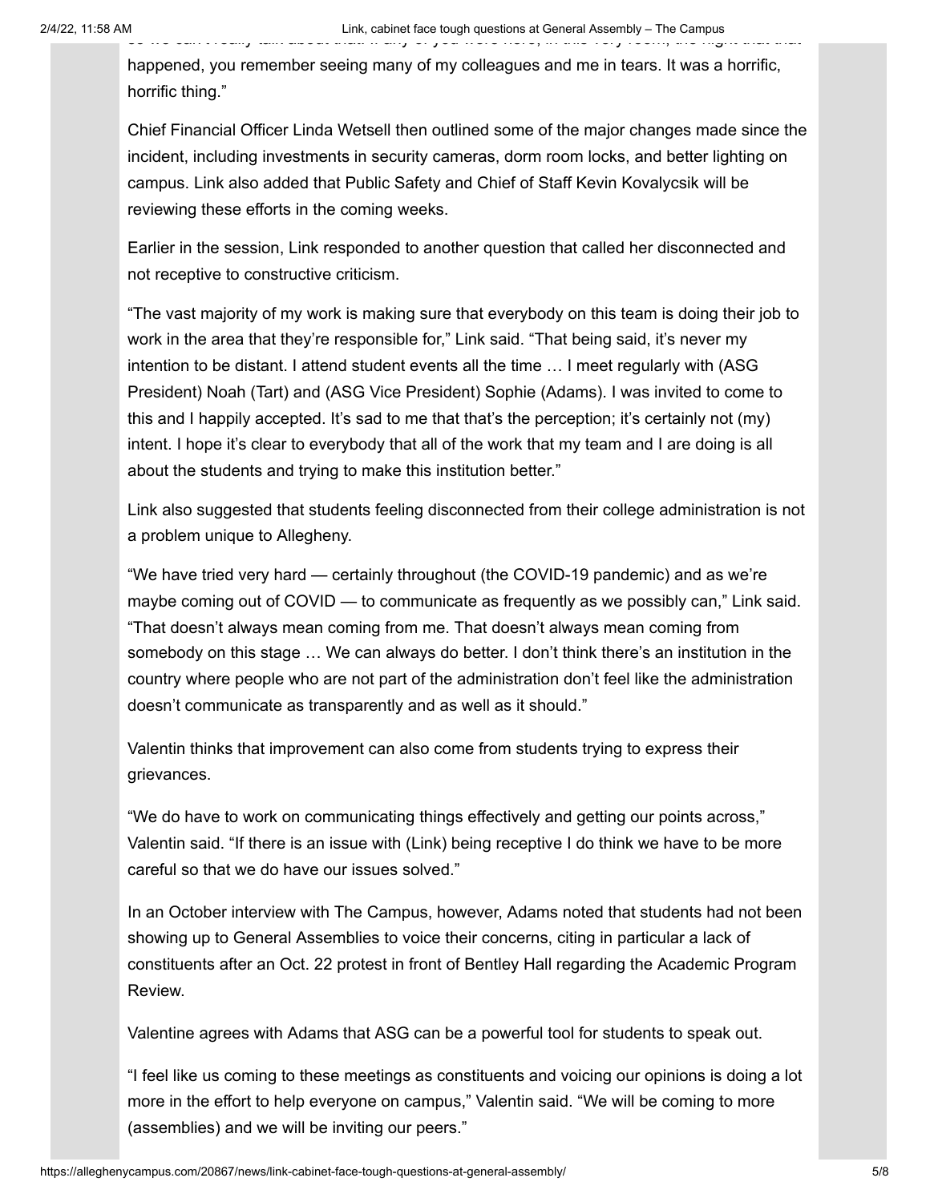happened, you remember seeing many of my colleagues and me in tears. It was a horrific, horrific thing."

Chief Financial Officer Linda Wetsell then outlined some of the major changes made since the incident, including investments in security cameras, dorm room locks, and better lighting on campus. Link also added that Public Safety and Chief of Staff Kevin Kovalycsik will be reviewing these efforts in the coming weeks.

Earlier in the session, Link responded to another question that called her disconnected and not receptive to constructive criticism.

"The vast majority of my work is making sure that everybody on this team is doing their job to work in the area that they're responsible for," Link said. "That being said, it's never my intention to be distant. I attend student events all the time … I meet regularly with (ASG President) Noah (Tart) and (ASG Vice President) Sophie (Adams). I was invited to come to this and I happily accepted. It's sad to me that that's the perception; it's certainly not (my) intent. I hope it's clear to everybody that all of the work that my team and I are doing is all about the students and trying to make this institution better."

Link also suggested that students feeling disconnected from their college administration is not a problem unique to Allegheny.

"We have tried very hard — certainly throughout (the COVID-19 pandemic) and as we're maybe coming out of COVID — to communicate as frequently as we possibly can," Link said. "That doesn't always mean coming from me. That doesn't always mean coming from somebody on this stage … We can always do better. I don't think there's an institution in the country where people who are not part of the administration don't feel like the administration doesn't communicate as transparently and as well as it should."

Valentin thinks that improvement can also come from students trying to express their grievances.

"We do have to work on communicating things effectively and getting our points across," Valentin said. "If there is an issue with (Link) being receptive I do think we have to be more careful so that we do have our issues solved."

In an October interview with The Campus, however, Adams noted that students had not been showing up to General Assemblies to voice their concerns, citing in particular a lack of constituents after an Oct. 22 protest in front of Bentley Hall regarding the Academic Program Review.

Valentine agrees with Adams that ASG can be a powerful tool for students to speak out.

"I feel like us coming to these meetings as constituents and voicing our opinions is doing a lot more in the effort to help everyone on campus," Valentin said. "We will be coming to more (assemblies) and we will be inviting our peers."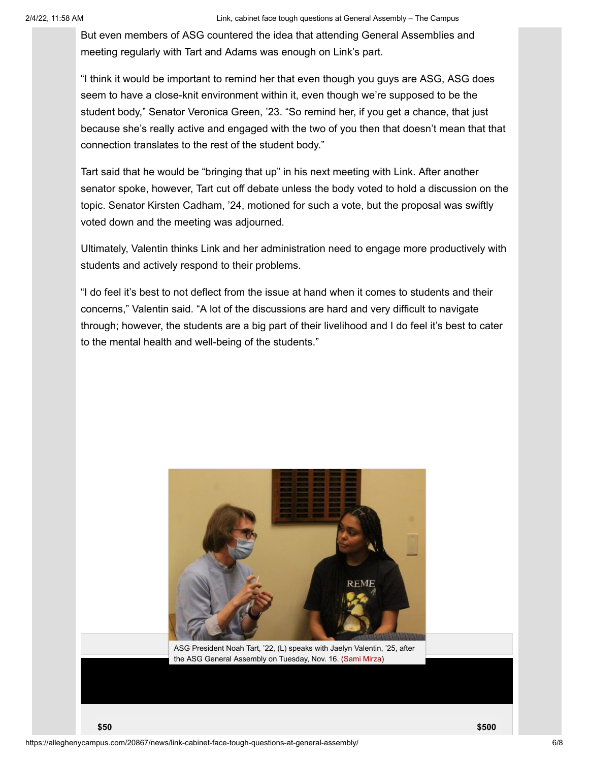But even members of ASG countered the idea that attending General Assemblies and meeting regularly with Tart and Adams was enough on Link's part.

"I think it would be important to remind her that even though you guys are ASG, ASG does seem to have a close-knit environment within it, even though we're supposed to be the student body," Senator Veronica Green, '23. "So remind her, if you get a chance, that just because she's really active and engaged with the two of you then that doesn't mean that that connection translates to the rest of the student body."

Tart said that he would be "bringing that up" in his next meeting with Link. After another senator spoke, however, Tart cut off debate unless the body voted to hold a discussion on the topic. Senator Kirsten Cadham, '24, motioned for such a vote, but the proposal was swiftly voted down and the meeting was adjourned.

Ultimately, Valentin thinks Link and her administration need to engage more productively with students and actively respond to their problems.

"I do feel it's best to not deflect from the issue at hand when it comes to students and their concerns," Valentin said. "A lot of the discussions are hard and very difficult to navigate through; however, the students are a big part of their livelihood and I do feel it's best to cater to the mental health and well-being of the students."

ASG President Noah Tart, '22, (L) speaks with Jaelyn Valentin, '25, after the ASG General Assembly on Tuesday, Nov. 16. (Sami Mirza)

$50 $500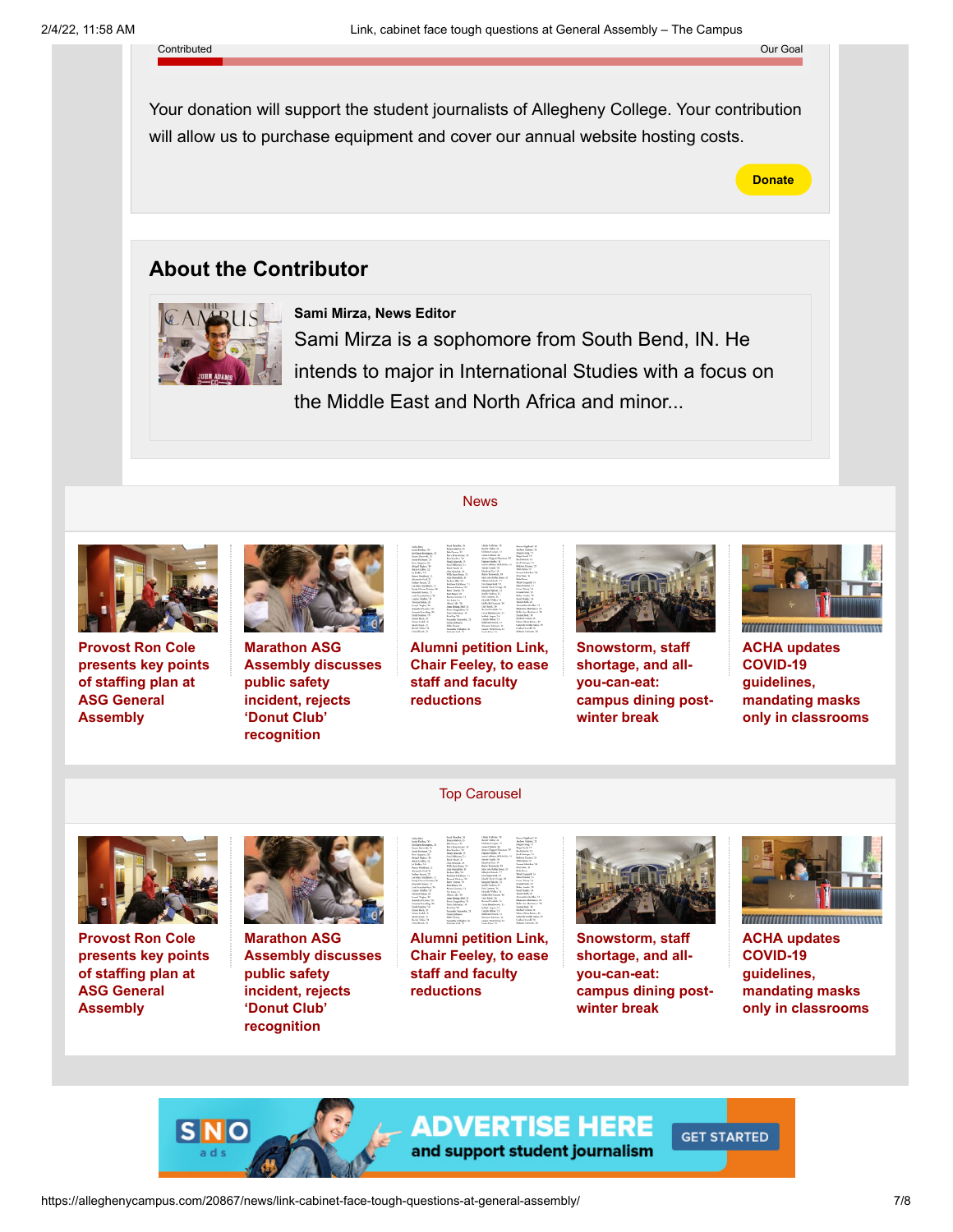Contributed Our Goal

Your donation will support the student journalists of Allegheny College. Your contribution will allow us to purchase equipment and cover our annual website hosting costs.

Donate

## About the Contributor

**Sami Mirza, News Editor**

Sami Mirza is a sophomore from South Bend, IN. He intends to major in International Studies with a focus on the Middle East and North Africa and minor...

### News

- **Provost Ron Cole presents key points of staffing plan at ASG General Assembly**
- **Marathon ASG Assembly discusses public safety incident, rejects 'Donut Club' recognition**
- **Alumni petition Link, Chair Feeley, to ease staff and faculty reductions**
- **Snowstorm, staff shortage, and all-you-can-eat: campus dining post-winter break**
- **ACHA updates COVID-19 guidelines, mandating masks only in classrooms**

### Top Carousel

- **Provost Ron Cole presents key points of staffing plan at ASG General Assembly**
- **Marathon ASG Assembly discusses public safety incident, rejects 'Donut Club' recognition**
- **Alumni petition Link, Chair Feeley, to ease staff and faculty reductions**
- **Snowstorm, staff shortage, and all-you-can-eat: campus dining post-winter break**
- **ACHA updates COVID-19 guidelines, mandating masks only in classrooms**

SNO ads — ADVERTISE HERE and support student journalism — GET STARTED